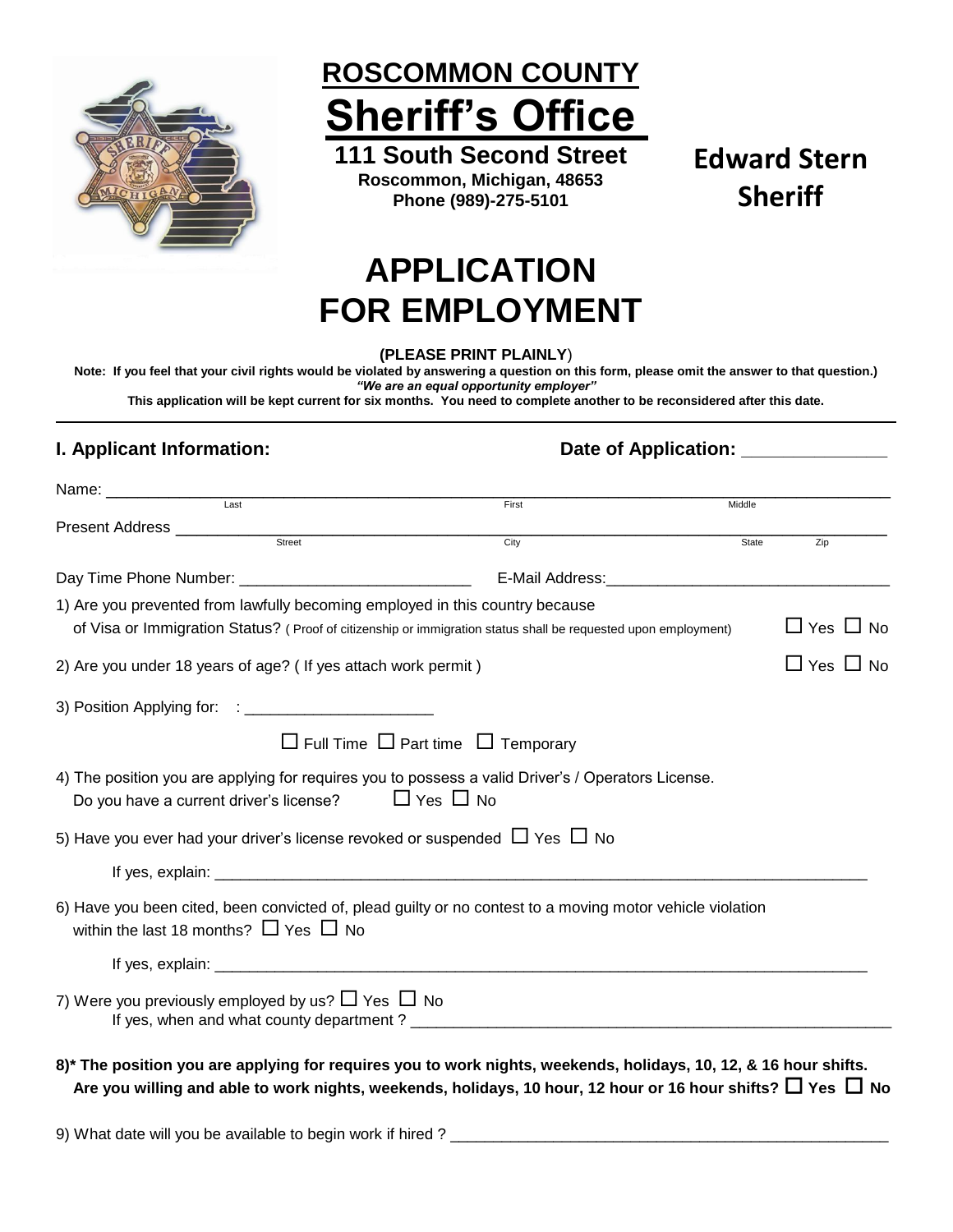# ROSCOMMON COUNTY

# Sheriff's Office

**111 South Second Street**
**Roscommon, Michigan, 48653**
**Phone (989)-275-5101**

**Edward Stern**
**Sheriff**

# APPLICATION FOR EMPLOYMENT

**(PLEASE PRINT PLAINLY)**

**Note: If you feel that your civil rights would be violated by answering a question on this form, please omit the answer to that question.)**

***"We are an equal opportunity employer"***

**This application will be kept current for six months. You need to complete another to be reconsidered after this date.**

---

## I. Applicant Information:

**Date of Application: ______________**

Name: ____________________________________________________________
Last                    First                    Middle

Present Address __________________________________________________
Street                    City                    State        Zip

Day Time Phone Number: ___________________________ E-Mail Address: _________________________________

1) Are you prevented from lawfully becoming employed in this country because of Visa or Immigration Status? ( Proof of citizenship or immigration status shall be requested upon employment) ☐ Yes ☐ No

2) Are you under 18 years of age? ( If yes attach work permit ) ☐ Yes ☐ No

3) Position Applying for: : _____________________

☐ Full Time ☐ Part time ☐ Temporary

4) The position you are applying for requires you to possess a valid Driver's / Operators License.
Do you have a current driver's license? ☐ Yes ☐ No

5) Have you ever had your driver's license revoked or suspended ☐ Yes ☐ No

If yes, explain: ______________________________________________________________________________

6) Have you been cited, been convicted of, plead guilty or no contest to a moving motor vehicle violation within the last 18 months? ☐ Yes ☐ No

If yes, explain: ______________________________________________________________________________

7) Were you previously employed by us? ☐ Yes ☐ No
If yes, when and what county department ? _________________________________________________________

**8)* The position you are applying for requires you to work nights, weekends, holidays, 10, 12, & 16 hour shifts. Are you willing and able to work nights, weekends, holidays, 10 hour, 12 hour or 16 hour shifts? ☐ Yes ☐ No**

9) What date will you be available to begin work if hired ? ____________________________________________________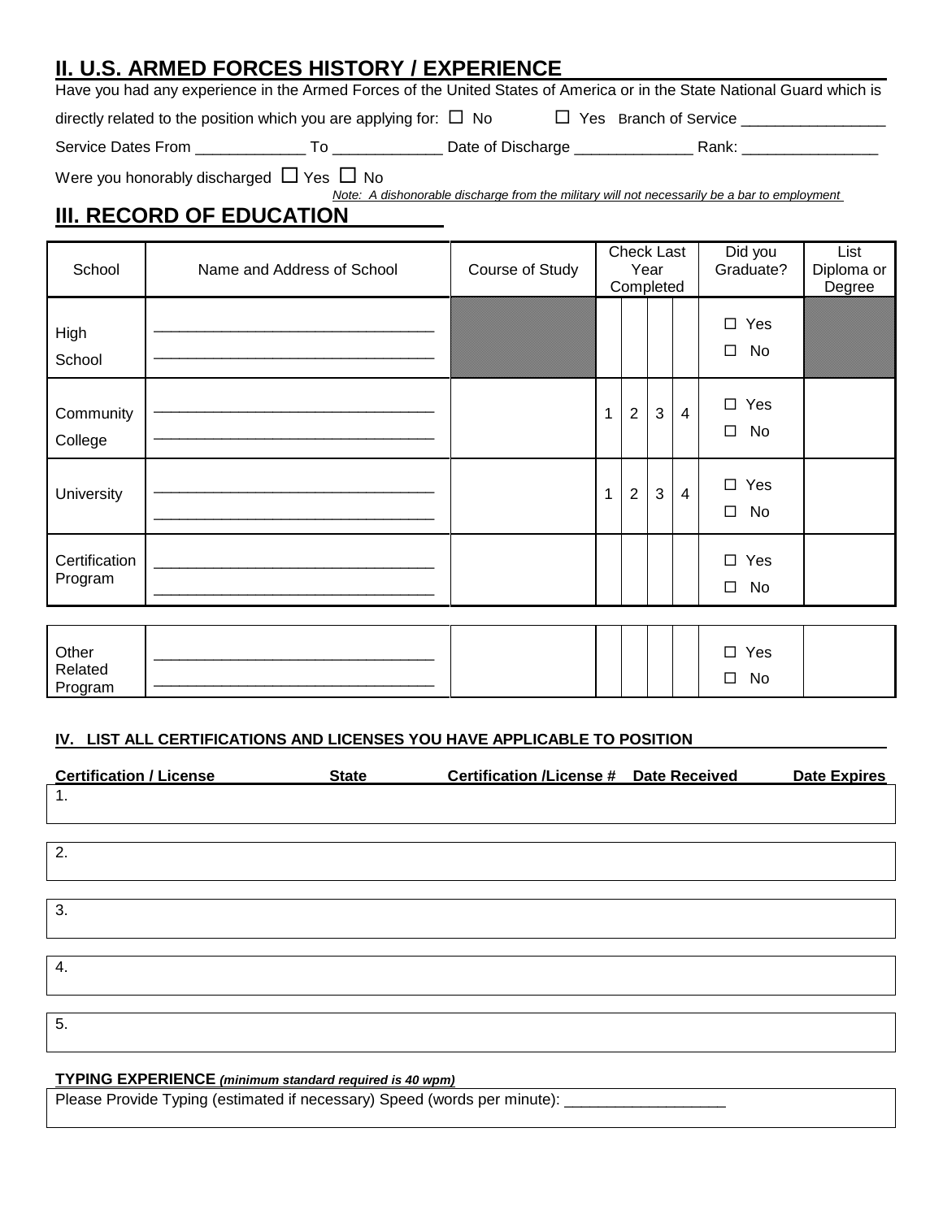## II. U.S. ARMED FORCES HISTORY / EXPERIENCE

Have you had any experience in the Armed Forces of the United States of America or in the State National Guard which is directly related to the position which you are applying for: ☐ No ☐ Yes Branch of Service _________________

Service Dates From _____________ To _____________ Date of Discharge ______________ Rank: ________________

Were you honorably discharged ☐ Yes ☐ No

*Note: A dishonorable discharge from the military will not necessarily be a bar to employment*

## III. RECORD OF EDUCATION

| School | Name and Address of School | Course of Study | Check Last Year Completed | | | | Did you Graduate? | List Diploma or Degree |
|---|---|---|---|---|---|---|---|---|
| High School | ________________________________<br>________________________________ | | | | | | ☐ Yes<br>☐ No | |
| Community College | ________________________________<br>________________________________ | | 1 | 2 | 3 | 4 | ☐ Yes<br>☐ No | |
| University | ________________________________<br>________________________________ | | 1 | 2 | 3 | 4 | ☐ Yes<br>☐ No | |
| Certification Program | ________________________________<br>________________________________ | | | | | | ☐ Yes<br>☐ No | |
| Other Related Program | ________________________________<br>________________________________ | | | | | | ☐ Yes<br>☐ No | |

### IV. LIST ALL CERTIFICATIONS AND LICENSES YOU HAVE APPLICABLE TO POSITION

| Certification / License | State | Certification /License # | Date Received | Date Expires |
|---|---|---|---|---|
| 1. | | | | |
| 2. | | | | |
| 3. | | | | |
| 4. | | | | |
| 5. | | | | |

**TYPING EXPERIENCE** ***(minimum standard required is 40 wpm)***

Please Provide Typing (estimated if necessary) Speed (words per minute): ___________________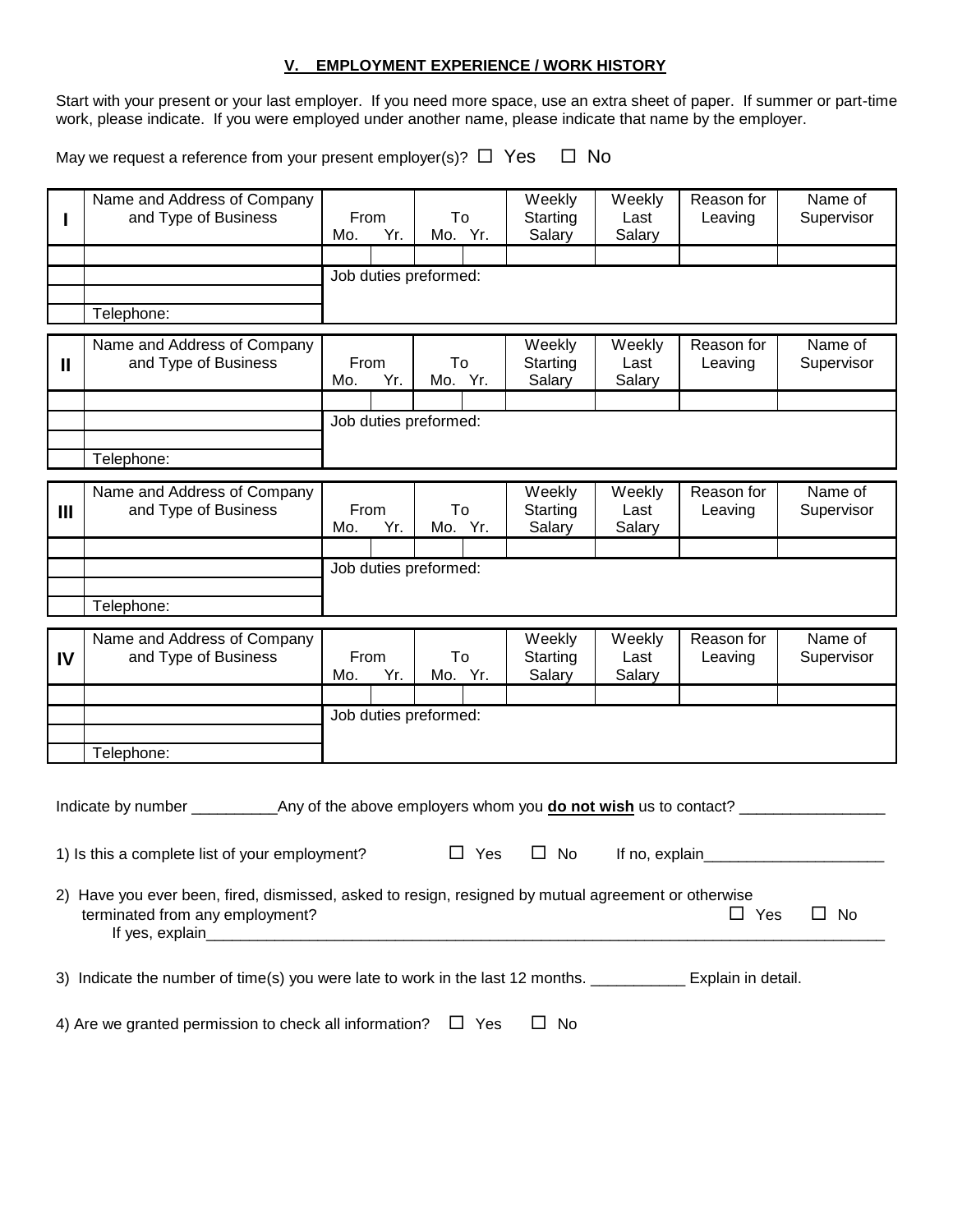## V. EMPLOYMENT EXPERIENCE / WORK HISTORY

Start with your present or your last employer. If you need more space, use an extra sheet of paper. If summer or part-time work, please indicate. If you were employed under another name, please indicate that name by the employer.

May we request a reference from your present employer(s)? ☐ Yes ☐ No

| I | Name and Address of Company and Type of Business | From Mo. | Yr. | To Mo. | Yr. | Weekly Starting Salary | Weekly Last Salary | Reason for Leaving | Name of Supervisor |
|---|---|---|---|---|---|---|---|---|---|
| | | | | | | | | | |
| | | Job duties preformed: | | | | | | | |
| | | | | | | | | | |
| | Telephone: | | | | | | | | |

| II | Name and Address of Company and Type of Business | From Mo. | Yr. | To Mo. | Yr. | Weekly Starting Salary | Weekly Last Salary | Reason for Leaving | Name of Supervisor |
|---|---|---|---|---|---|---|---|---|---|
| | | | | | | | | | |
| | | Job duties preformed: | | | | | | | |
| | | | | | | | | | |
| | Telephone: | | | | | | | | |

| III | Name and Address of Company and Type of Business | From Mo. | Yr. | To Mo. | Yr. | Weekly Starting Salary | Weekly Last Salary | Reason for Leaving | Name of Supervisor |
|---|---|---|---|---|---|---|---|---|---|
| | | | | | | | | | |
| | | Job duties preformed: | | | | | | | |
| | | | | | | | | | |
| | Telephone: | | | | | | | | |

| IV | Name and Address of Company and Type of Business | From Mo. | Yr. | To Mo. | Yr. | Weekly Starting Salary | Weekly Last Salary | Reason for Leaving | Name of Supervisor |
|---|---|---|---|---|---|---|---|---|---|
| | | | | | | | | | |
| | | Job duties preformed: | | | | | | | |
| | | | | | | | | | |
| | Telephone: | | | | | | | | |

Indicate by number __________Any of the above employers whom you **do not wish** us to contact? _________________

1) Is this a complete list of your employment? ☐ Yes ☐ No If no, explain_____________________

2) Have you ever been, fired, dismissed, asked to resign, resigned by mutual agreement or otherwise terminated from any employment? ☐ Yes ☐ No
If yes, explain_______________________________________________________________________________

3) Indicate the number of time(s) you were late to work in the last 12 months. ___________ Explain in detail.

4) Are we granted permission to check all information? ☐ Yes ☐ No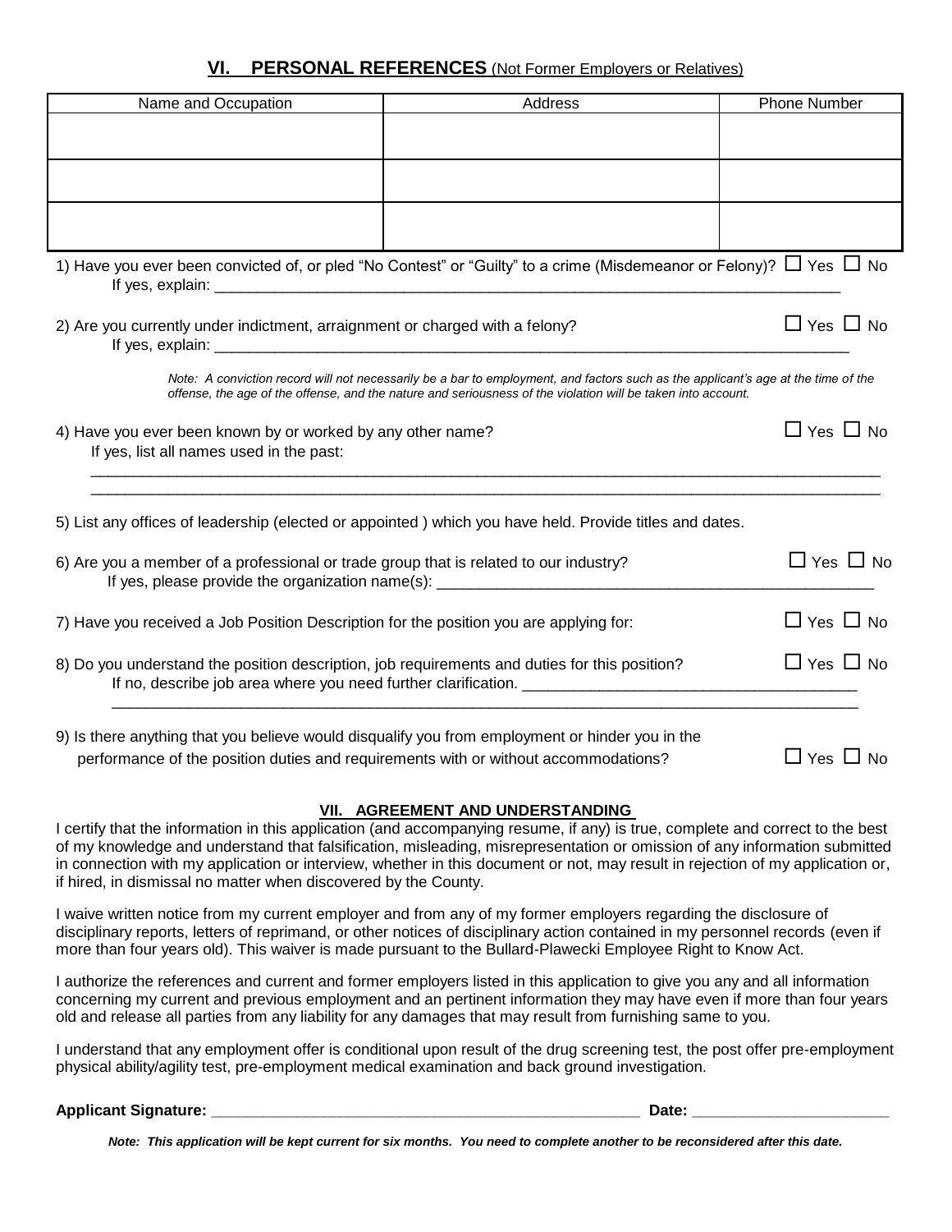## VI. PERSONAL REFERENCES (Not Former Employers or Relatives)

| Name and Occupation | Address | Phone Number |
|---|---|---|
| | | |
| | | |
| | | |

1) Have you ever been convicted of, or pled "No Contest" or "Guilty" to a crime (Misdemeanor or Felony)? ☐ Yes ☐ No
If yes, explain: ______________________________________________________________________________

2) Are you currently under indictment, arraignment or charged with a felony? ☐ Yes ☐ No
If yes, explain: ______________________________________________________________________________

*Note: A conviction record will not necessarily be a bar to employment, and factors such as the applicant's age at the time of the offense, the age of the offense, and the nature and seriousness of the violation will be taken into account.*

4) Have you ever been known by or worked by any other name? ☐ Yes ☐ No
If yes, list all names used in the past:
_______________________________________________________________________________________________
_______________________________________________________________________________________________

5) List any offices of leadership (elected or appointed ) which you have held. Provide titles and dates.

6) Are you a member of a professional or trade group that is related to our industry? ☐ Yes ☐ No
If yes, please provide the organization name(s): _____________________________________________________

7) Have you received a Job Position Description for the position you are applying for: ☐ Yes ☐ No

8) Do you understand the position description, job requirements and duties for this position? ☐ Yes ☐ No
If no, describe job area where you need further clarification. _______________________________________
_______________________________________________________________________________________________

9) Is there anything that you believe would disqualify you from employment or hinder you in the performance of the position duties and requirements with or without accommodations? ☐ Yes ☐ No

## VII. AGREEMENT AND UNDERSTANDING

I certify that the information in this application (and accompanying resume, if any) is true, complete and correct to the best of my knowledge and understand that falsification, misleading, misrepresentation or omission of any information submitted in connection with my application or interview, whether in this document or not, may result in rejection of my application or, if hired, in dismissal no matter when discovered by the County.

I waive written notice from my current employer and from any of my former employers regarding the disclosure of disciplinary reports, letters of reprimand, or other notices of disciplinary action contained in my personnel records (even if more than four years old). This waiver is made pursuant to the Bullard-Plawecki Employee Right to Know Act.

I authorize the references and current and former employers listed in this application to give you any and all information concerning my current and previous employment and an pertinent information they may have even if more than four years old and release all parties from any liability for any damages that may result from furnishing same to you.

I understand that any employment offer is conditional upon result of the drug screening test, the post offer pre-employment physical ability/agility test, pre-employment medical examination and back ground investigation.

**Applicant Signature:** ____________________________________________ **Date:** ____________________

***Note: This application will be kept current for six months. You need to complete another to be reconsidered after this date.***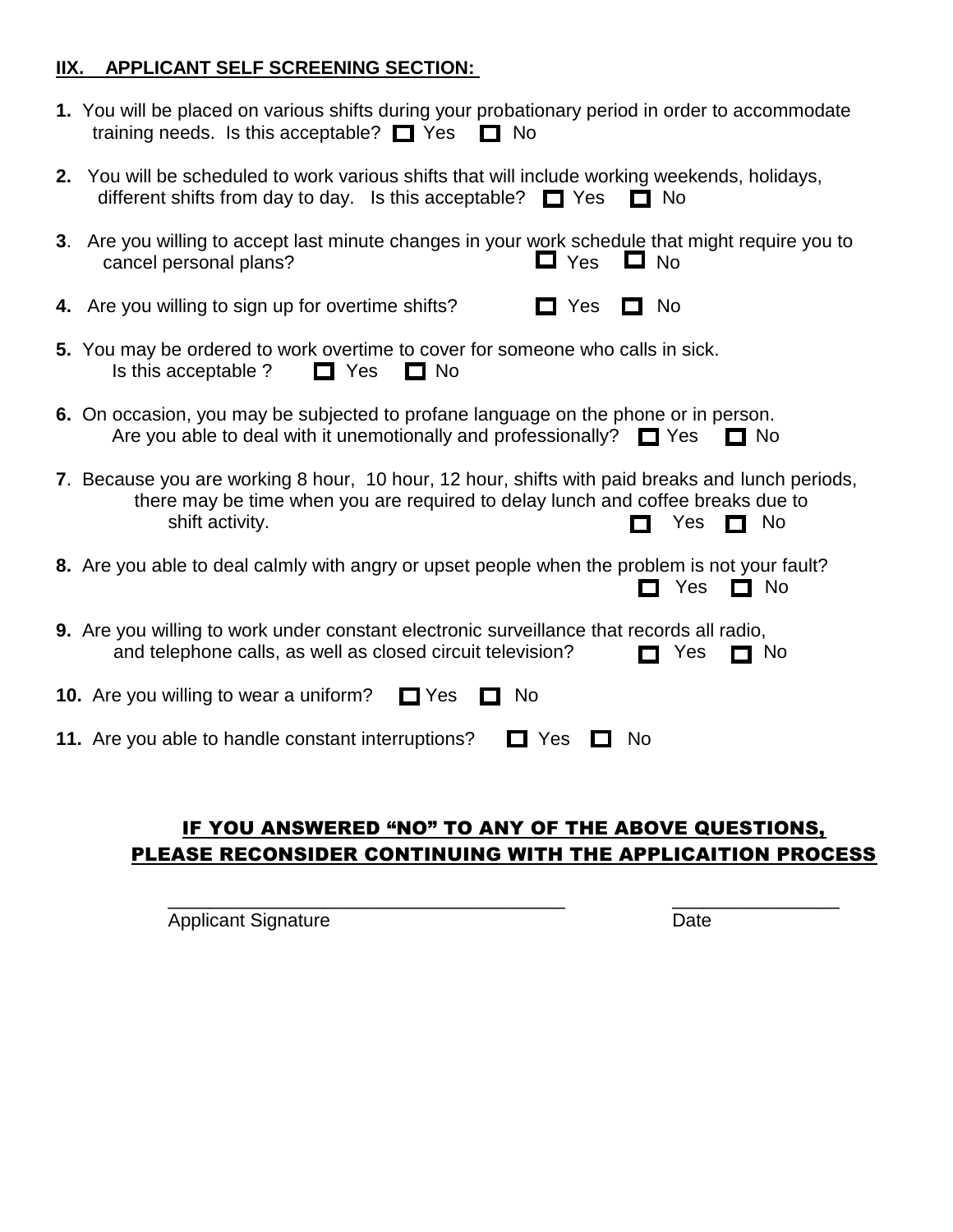**IIX. APPLICANT SELF SCREENING SECTION:**

**1.** You will be placed on various shifts during your probationary period in order to accommodate training needs. Is this acceptable? ☐ Yes ☐ No

**2.** You will be scheduled to work various shifts that will include working weekends, holidays, different shifts from day to day. Is this acceptable? ☐ Yes ☐ No

**3**. Are you willing to accept last minute changes in your work schedule that might require you to cancel personal plans? ☐ Yes ☐ No

**4.** Are you willing to sign up for overtime shifts? ☐ Yes ☐ No

**5.** You may be ordered to work overtime to cover for someone who calls in sick. Is this acceptable ? ☐ Yes ☐ No

**6.** On occasion, you may be subjected to profane language on the phone or in person. Are you able to deal with it unemotionally and professionally? ☐ Yes ☐ No

**7**. Because you are working 8 hour, 10 hour, 12 hour, shifts with paid breaks and lunch periods, there may be time when you are required to delay lunch and coffee breaks due to shift activity. ☐ Yes ☐ No

**8.** Are you able to deal calmly with angry or upset people when the problem is not your fault? ☐ Yes ☐ No

**9.** Are you willing to work under constant electronic surveillance that records all radio, and telephone calls, as well as closed circuit television? ☐ Yes ☐ No

**10.** Are you willing to wear a uniform? ☐ Yes ☐ No

**11.** Are you able to handle constant interruptions? ☐ Yes ☐ No

**IF YOU ANSWERED "NO" TO ANY OF THE ABOVE QUESTIONS, PLEASE RECONSIDER CONTINUING WITH THE APPLICAITION PROCESS**

_______________________________________ Applicant Signature

________________ Date